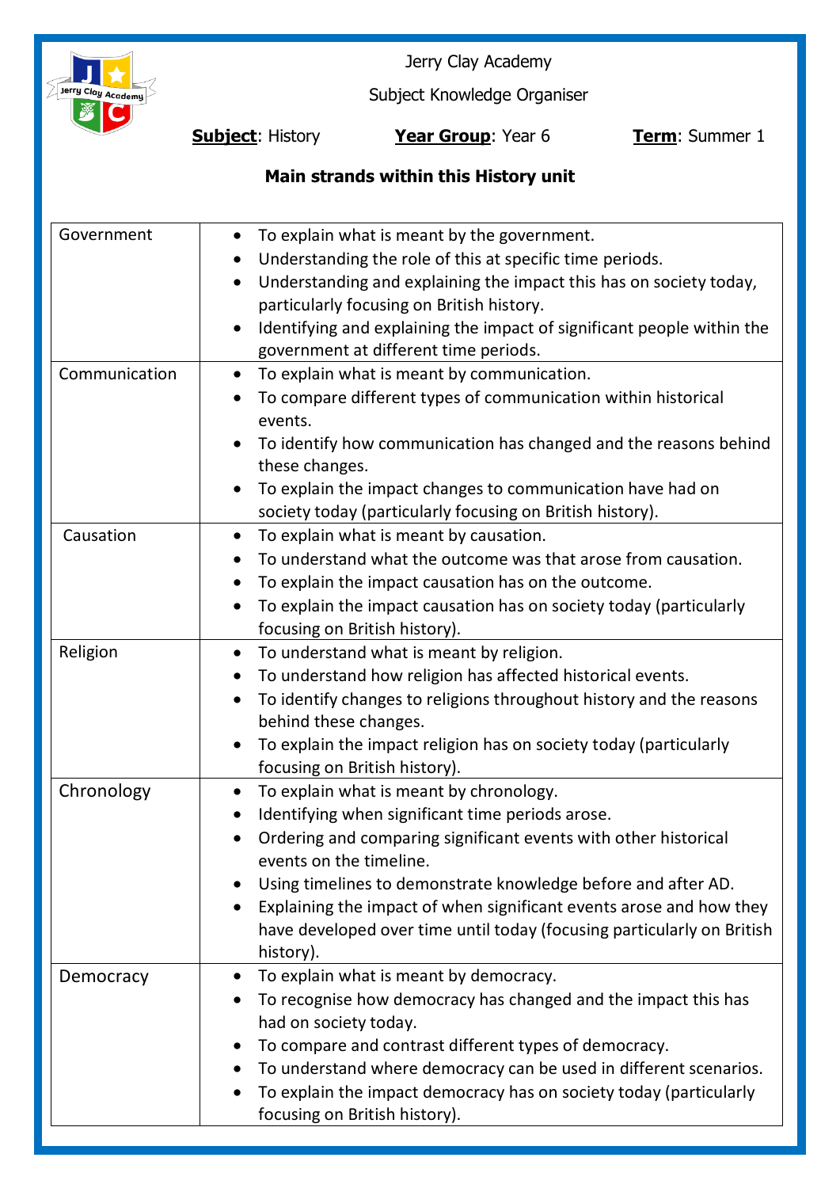Jerry Clay Academy

Subject Knowledge Organiser

**Subject**: History **Year Group**: Year 6 **Term**: Summer 1

**Main strands within this History unit**

| | |
|---|---|
| Government | • To explain what is meant by the government.<br>• Understanding the role of this at specific time periods.<br>• Understanding and explaining the impact this has on society today, particularly focusing on British history.<br>• Identifying and explaining the impact of significant people within the government at different time periods. |
| Communication | • To explain what is meant by communication.<br>• To compare different types of communication within historical events.<br>• To identify how communication has changed and the reasons behind these changes.<br>• To explain the impact changes to communication have had on society today (particularly focusing on British history). |
| Causation | • To explain what is meant by causation.<br>• To understand what the outcome was that arose from causation.<br>• To explain the impact causation has on the outcome.<br>• To explain the impact causation has on society today (particularly focusing on British history). |
| Religion | • To understand what is meant by religion.<br>• To understand how religion has affected historical events.<br>• To identify changes to religions throughout history and the reasons behind these changes.<br>• To explain the impact religion has on society today (particularly focusing on British history). |
| Chronology | • To explain what is meant by chronology.<br>• Identifying when significant time periods arose.<br>• Ordering and comparing significant events with other historical events on the timeline.<br>• Using timelines to demonstrate knowledge before and after AD.<br>• Explaining the impact of when significant events arose and how they have developed over time until today (focusing particularly on British history). |
| Democracy | • To explain what is meant by democracy.<br>• To recognise how democracy has changed and the impact this has had on society today.<br>• To compare and contrast different types of democracy.<br>• To understand where democracy can be used in different scenarios.<br>• To explain the impact democracy has on society today (particularly focusing on British history). |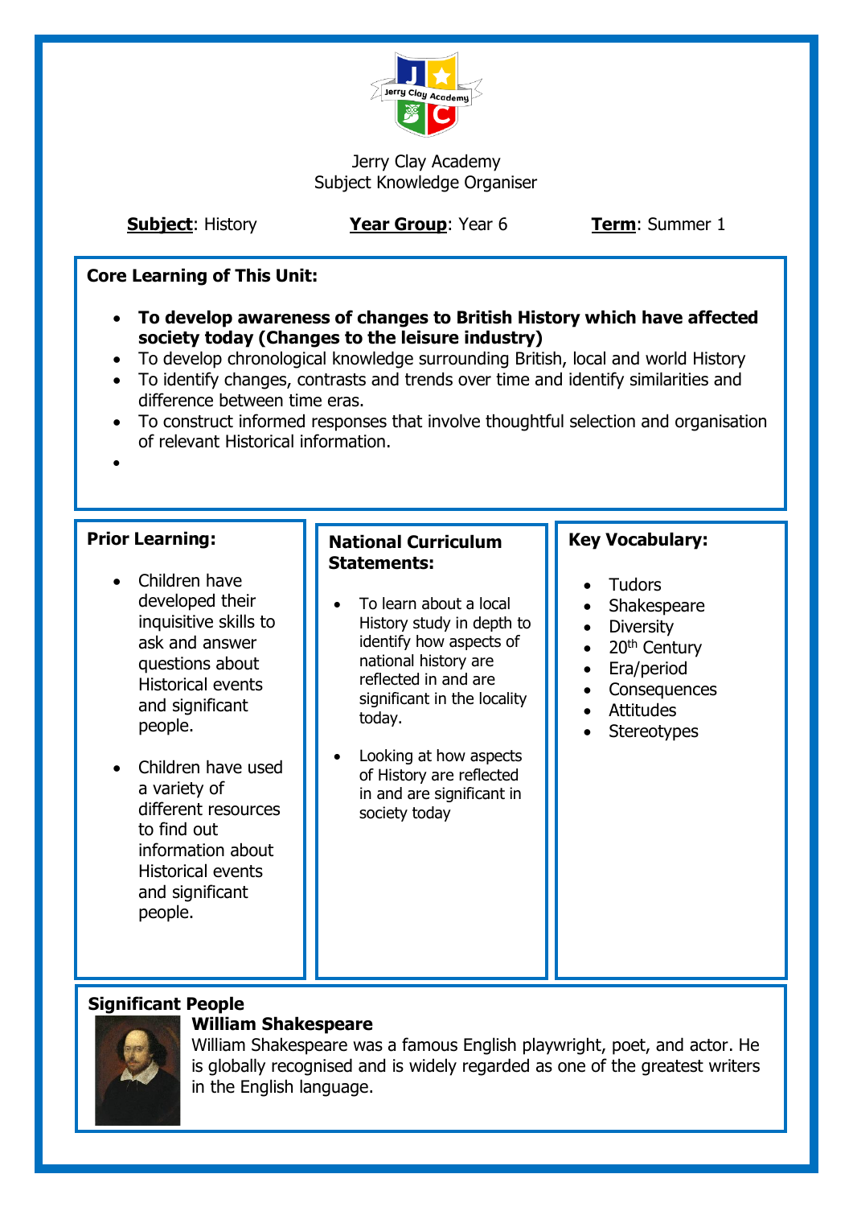Jerry Clay Academy
Subject Knowledge Organiser

**Subject**: History **Year Group**: Year 6 **Term**: Summer 1

## Core Learning of This Unit:

- **To develop awareness of changes to British History which have affected society today (Changes to the leisure industry)**
- To develop chronological knowledge surrounding British, local and world History
- To identify changes, contrasts and trends over time and identify similarities and difference between time eras.
- To construct informed responses that involve thoughtful selection and organisation of relevant Historical information.

## Prior Learning:

- Children have developed their inquisitive skills to ask and answer questions about Historical events and significant people.
- Children have used a variety of different resources to find out information about Historical events and significant people.

## National Curriculum Statements:

- To learn about a local History study in depth to identify how aspects of national history are reflected in and are significant in the locality today.
- Looking at how aspects of History are reflected in and are significant in society today

## Key Vocabulary:

- Tudors
- Shakespeare
- Diversity
- 20th Century
- Era/period
- Consequences
- Attitudes
- Stereotypes

## Significant People

**William Shakespeare**

William Shakespeare was a famous English playwright, poet, and actor. He is globally recognised and is widely regarded as one of the greatest writers in the English language.